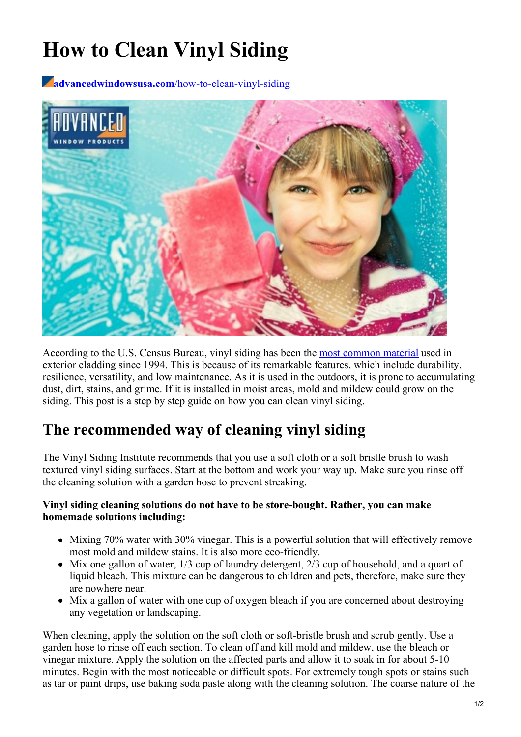# How to Clean Vinyl Siding

[advancedwindowsusa.com/how-to-clean-vinyl-siding](advancedwindowsusa.com/how-to-clean-vinyl-siding)

According to the U.S. Census Bureau, vinyl siding has been the [most common material](most common material) used in exterior cladding since 1994. This is because of its remarkable features, which include durability, resilience, versatility, and low maintenance. As it is used in the outdoors, it is prone to accumulating dust, dirt, stains, and grime. If it is installed in moist areas, mold and mildew could grow on the siding. This post is a step by step guide on how you can clean vinyl siding.

## The recommended way of cleaning vinyl siding

The Vinyl Siding Institute recommends that you use a soft cloth or a soft bristle brush to wash textured vinyl siding surfaces. Start at the bottom and work your way up. Make sure you rinse off the cleaning solution with a garden hose to prevent streaking.

**Vinyl siding cleaning solutions do not have to be store-bought. Rather, you can make homemade solutions including:**

- Mixing 70% water with 30% vinegar. This is a powerful solution that will effectively remove most mold and mildew stains. It is also more eco-friendly.
- Mix one gallon of water, 1/3 cup of laundry detergent, 2/3 cup of household, and a quart of liquid bleach. This mixture can be dangerous to children and pets, therefore, make sure they are nowhere near.
- Mix a gallon of water with one cup of oxygen bleach if you are concerned about destroying any vegetation or landscaping.

When cleaning, apply the solution on the soft cloth or soft-bristle brush and scrub gently. Use a garden hose to rinse off each section. To clean off and kill mold and mildew, use the bleach or vinegar mixture. Apply the solution on the affected parts and allow it to soak in for about 5-10 minutes. Begin with the most noticeable or difficult spots. For extremely tough spots or stains such as tar or paint drips, use baking soda paste along with the cleaning solution. The coarse nature of the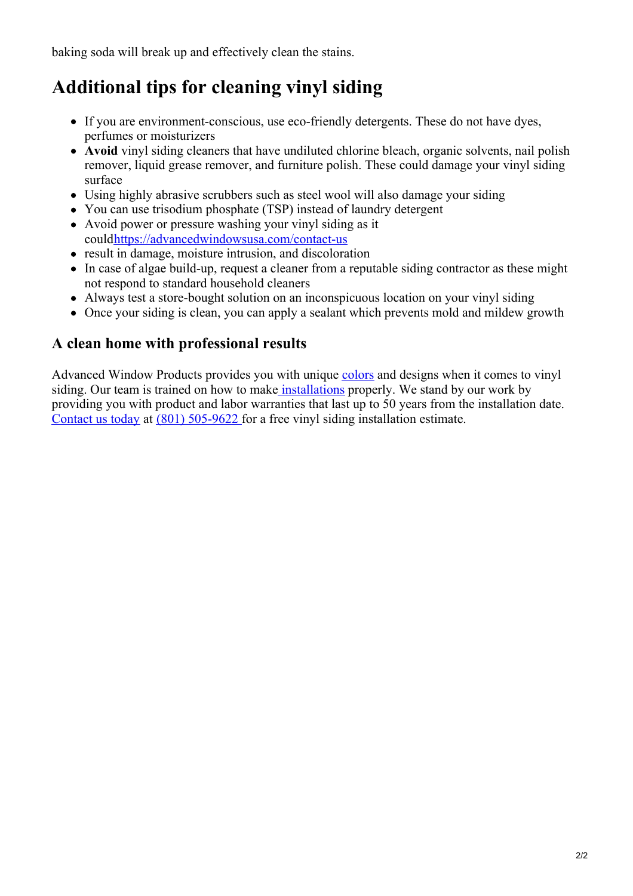baking soda will break up and effectively clean the stains.

## Additional tips for cleaning vinyl siding

- If you are environment-conscious, use eco-friendly detergents. These do not have dyes, perfumes or moisturizers
- **Avoid** vinyl siding cleaners that have undiluted chlorine bleach, organic solvents, nail polish remover, liquid grease remover, and furniture polish. These could damage your vinyl siding surface
- Using highly abrasive scrubbers such as steel wool will also damage your siding
- You can use trisodium phosphate (TSP) instead of laundry detergent
- Avoid power or pressure washing your vinyl siding as it couldhttps://advancedwindowsusa.com/contact-us
- result in damage, moisture intrusion, and discoloration
- In case of algae build-up, request a cleaner from a reputable siding contractor as these might not respond to standard household cleaners
- Always test a store-bought solution on an inconspicuous location on your vinyl siding
- Once your siding is clean, you can apply a sealant which prevents mold and mildew growth

### A clean home with professional results

Advanced Window Products provides you with unique colors and designs when it comes to vinyl siding. Our team is trained on how to make installations properly. We stand by our work by providing you with product and labor warranties that last up to 50 years from the installation date. Contact us today at (801) 505-9622 for a free vinyl siding installation estimate.